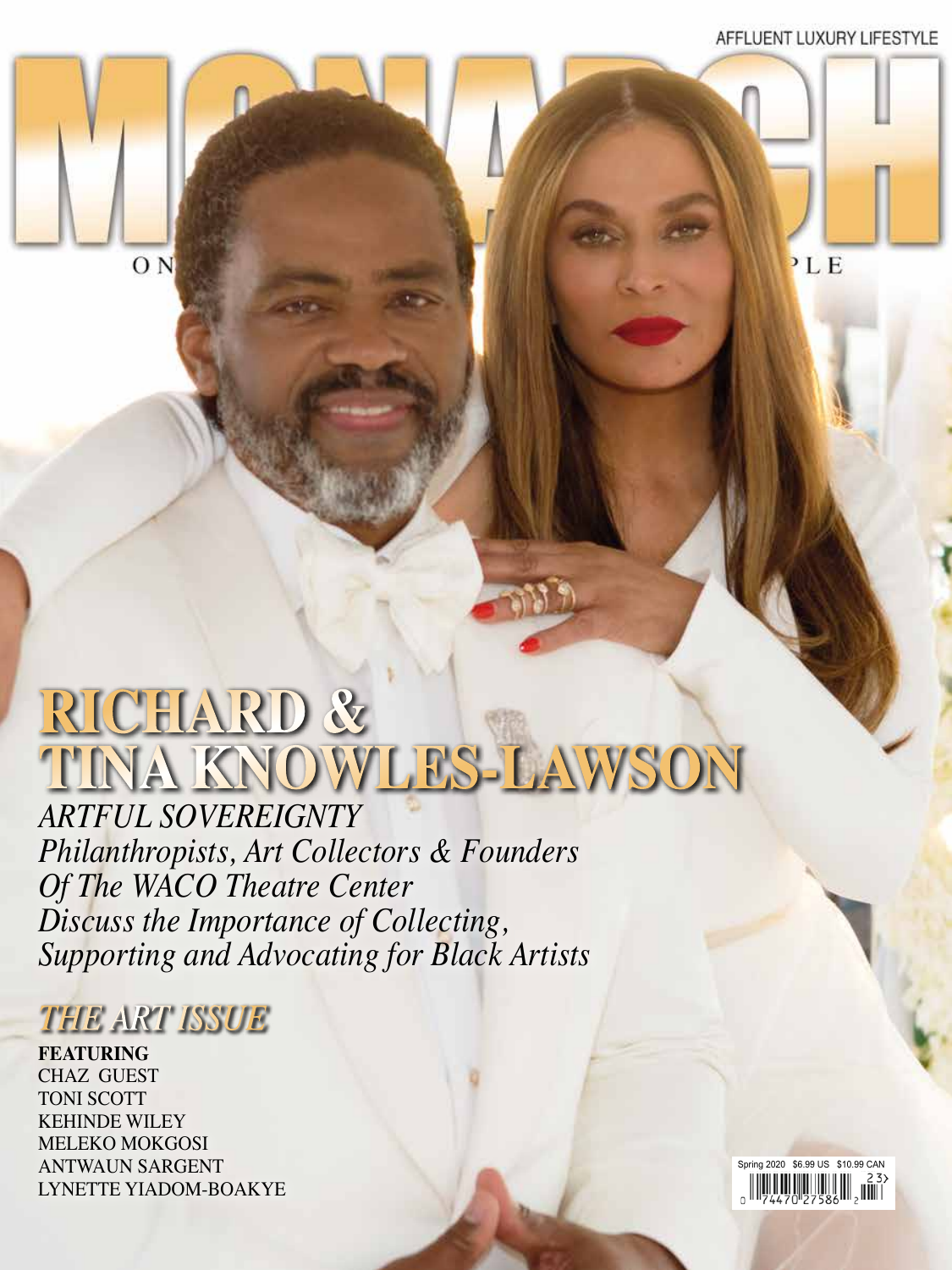AFFLUENT LUXURY LIFESTYLE

# MONARCH

ON PLE

# RICHARD & TINA KNOWLES-LAWSON

*ARTFUL SOVEREIGNTY*
*Philanthropists, Art Collectors & Founders Of The WACO Theatre Center Discuss the Importance of Collecting, Supporting and Advocating for Black Artists*

## *THE ART ISSUE*

**FEATURING**
CHAZ GUEST
TONI SCOTT
KEHINDE WILEY
MELEKO MOKGOSI
ANTWAUN SARGENT
LYNETTE YIADOM-BOAKYE

Spring 2020 $6.99 US $10.99 CAN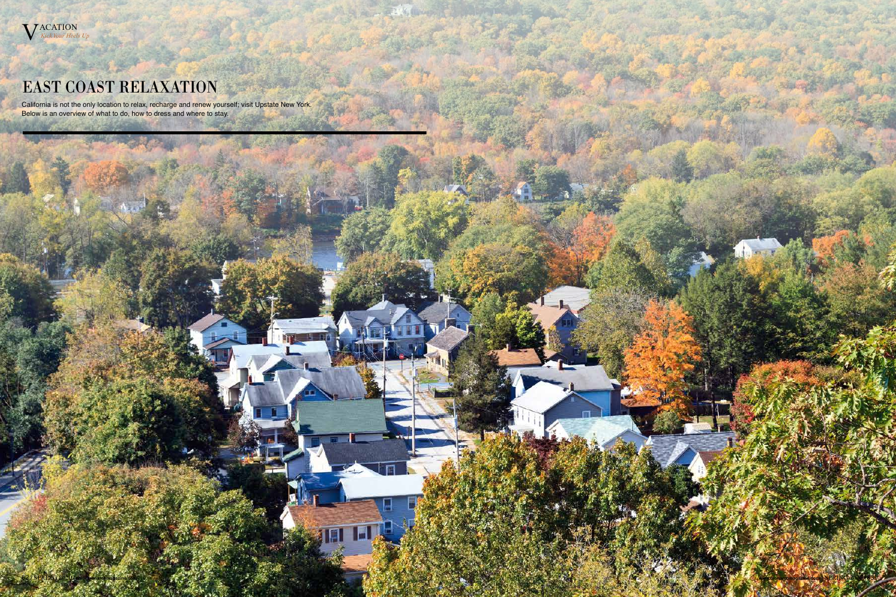# EAST COAST RELAXATION

California is not the only location to relax, recharge and renew yourself; visit Upstate New York. Below is an overview of what to do, how to dress and where to stay.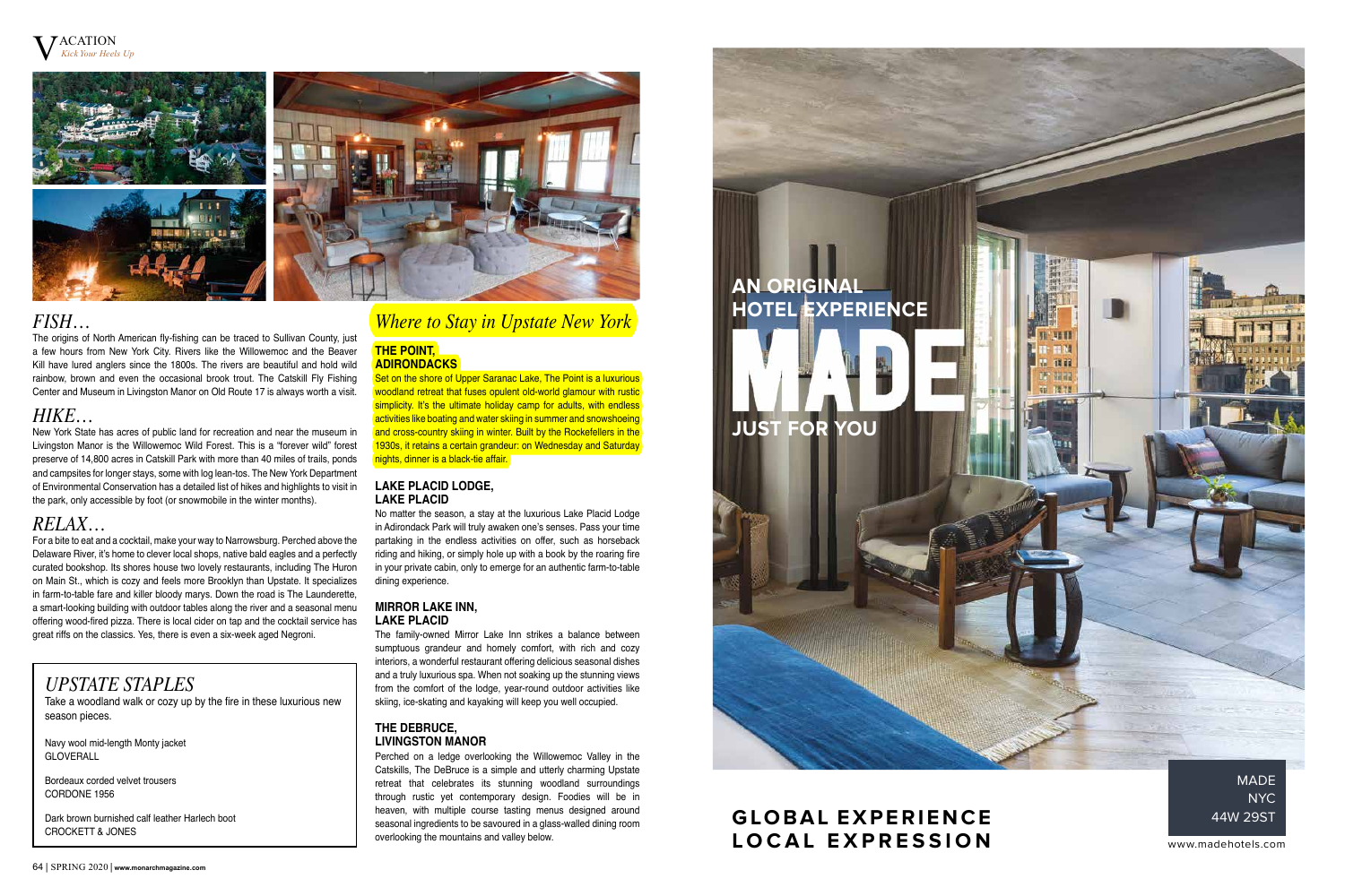## FISH…

The origins of North American fly-fishing can be traced to Sullivan County, just a few hours from New York City. Rivers like the Willowemoc and the Beaver Kill have lured anglers since the 1800s. The rivers are beautiful and hold wild rainbow, brown and even the occasional brook trout. The Catskill Fly Fishing Center and Museum in Livingston Manor on Old Route 17 is always worth a visit.

## HIKE…

New York State has acres of public land for recreation and near the museum in Livingston Manor is the Willowemoc Wild Forest. This is a "forever wild" forest preserve of 14,800 acres in Catskill Park with more than 40 miles of trails, ponds and campsites for longer stays, some with log lean-tos. The New York Department of Environmental Conservation has a detailed list of hikes and highlights to visit in the park, only accessible by foot (or snowmobile in the winter months).

## RELAX…

For a bite to eat and a cocktail, make your way to Narrowsburg. Perched above the Delaware River, it's home to clever local shops, native bald eagles and a perfectly curated bookshop. Its shores house two lovely restaurants, including The Huron on Main St., which is cozy and feels more Brooklyn than Upstate. It specializes in farm-to-table fare and killer bloody marys. Down the road is The Launderette, a smart-looking building with outdoor tables along the river and a seasonal menu offering wood-fired pizza. There is local cider on tap and the cocktail service has great riffs on the classics. Yes, there is even a six-week aged Negroni.

## UPSTATE STAPLES

Take a woodland walk or cozy up by the fire in these luxurious new season pieces.

Navy wool mid-length Monty jacket
GLOVERALL

Bordeaux corded velvet trousers
CORDONE 1956

Dark brown burnished calf leather Harlech boot
CROCKETT & JONES

## Where to Stay in Upstate New York

### THE POINT, ADIRONDACKS

Set on the shore of Upper Saranac Lake, The Point is a luxurious woodland retreat that fuses opulent old-world glamour with rustic simplicity. It's the ultimate holiday camp for adults, with endless activities like boating and water skiing in summer and snowshoeing and cross-country skiing in winter. Built by the Rockefellers in the 1930s, it retains a certain grandeur: on Wednesday and Saturday nights, dinner is a black-tie affair.

### LAKE PLACID LODGE, LAKE PLACID

No matter the season, a stay at the luxurious Lake Placid Lodge in Adirondack Park will truly awaken one's senses. Pass your time partaking in the endless activities on offer, such as horseback riding and hiking, or simply hole up with a book by the roaring fire in your private cabin, only to emerge for an authentic farm-to-table dining experience.

### MIRROR LAKE INN, LAKE PLACID

The family-owned Mirror Lake Inn strikes a balance between sumptuous grandeur and homely comfort, with rich and cozy interiors, a wonderful restaurant offering delicious seasonal dishes and a truly luxurious spa. When not soaking up the stunning views from the comfort of the lodge, year-round outdoor activities like skiing, ice-skating and kayaking will keep you well occupied.

### THE DEBRUCE, LIVINGSTON MANOR

Perched on a ledge overlooking the Willowemoc Valley in the Catskills, The DeBruce is a simple and utterly charming Upstate retreat that celebrates its stunning woodland surroundings through rustic yet contemporary design. Foodies will be in heaven, with multiple course tasting menus designed around seasonal ingredients to be savoured in a glass-walled dining room overlooking the mountains and valley below.

AN ORIGINAL HOTEL EXPERIENCE

MADE

JUST FOR YOU

GLOBAL EXPERIENCE
LOCAL EXPRESSION

MADE
NYC
44W 29ST

www.madehotels.com